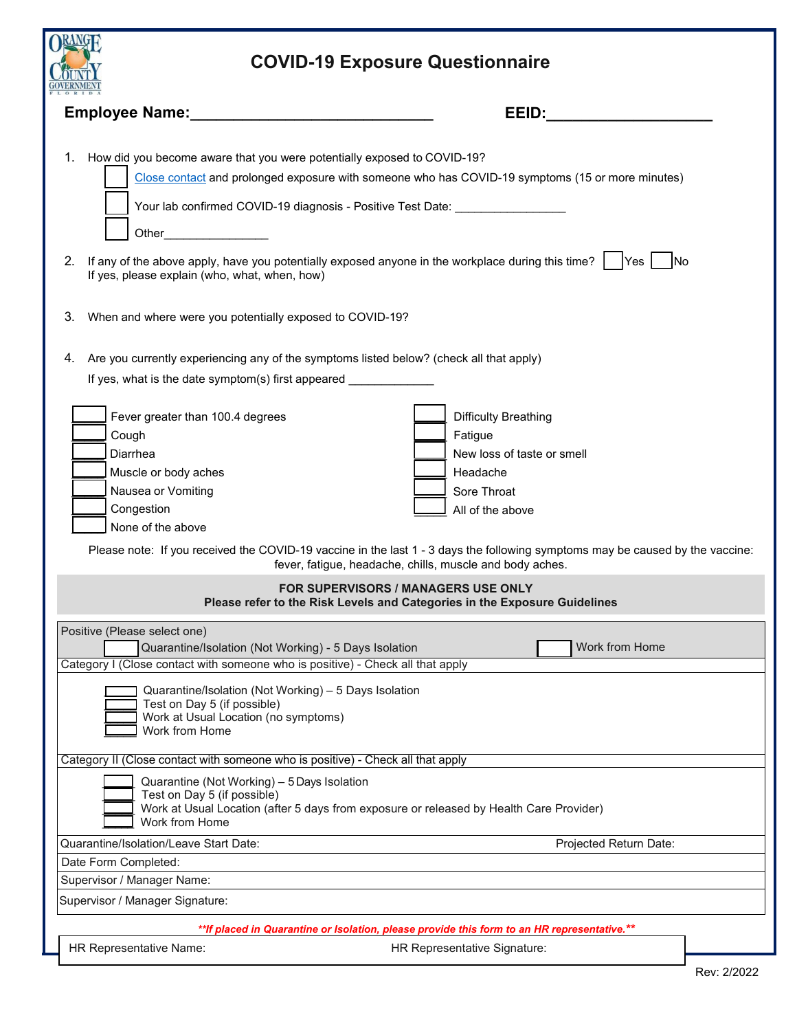# COVID-19 Exposure Questionnaire

**Employee Name:**\_\_\_\_\_\_\_\_\_\_\_\_\_\_\_\_\_\_\_\_\_\_\_\_\_\_\_\_ **EEID:**\_\_\_\_\_\_\_\_\_\_\_\_\_\_\_\_\_\_

1. How did you become aware that you were potentially exposed to COVID-19?
   - ☐ Close contact and prolonged exposure with someone who has COVID-19 symptoms (15 or more minutes)
   - ☐ Your lab confirmed COVID-19 diagnosis - Positive Test Date: \_\_\_\_\_\_\_\_\_\_\_\_\_\_\_\_
   - ☐ Other\_\_\_\_\_\_\_\_\_\_\_\_\_\_\_\_

2. If any of the above apply, have you potentially exposed anyone in the workplace during this time? ☐ Yes ☐ No
   If yes, please explain (who, what, when, how)

3. When and where were you potentially exposed to COVID-19?

4. Are you currently experiencing any of the symptoms listed below? (check all that apply)
   If yes, what is the date symptom(s) first appeared \_\_\_\_\_\_\_\_\_\_\_\_\_

- ☐ Fever greater than 100.4 degrees
- ☐ Cough
- ☐ Diarrhea
- ☐ Muscle or body aches
- ☐ Nausea or Vomiting
- ☐ Congestion
- ☐ None of the above
- ☐ Difficulty Breathing
- ☐ Fatigue
- ☐ New loss of taste or smell
- ☐ Headache
- ☐ Sore Throat
- ☐ All of the above

Please note: If you received the COVID-19 vaccine in the last 1 - 3 days the following symptoms may be caused by the vaccine: fever, fatigue, headache, chills, muscle and body aches.

**FOR SUPERVISORS / MANAGERS USE ONLY**
**Please refer to the Risk Levels and Categories in the Exposure Guidelines**

Positive (Please select one)
- ☐ Quarantine/Isolation (Not Working) - 5 Days Isolation
- ☐ Work from Home

Category I (Close contact with someone who is positive) - Check all that apply
- ☐ Quarantine/Isolation (Not Working) – 5 Days Isolation
- ☐ Test on Day 5 (if possible)
- ☐ Work at Usual Location (no symptoms)
- ☐ Work from Home

Category II (Close contact with someone who is positive) - Check all that apply
- ☐ Quarantine (Not Working) – 5 Days Isolation
- ☐ Test on Day 5 (if possible)
- ☐ Work at Usual Location (after 5 days from exposure or released by Health Care Provider)
- ☐ Work from Home

Quarantine/Isolation/Leave Start Date: Projected Return Date:

Date Form Completed:

Supervisor / Manager Name:

Supervisor / Manager Signature:

***\*\*If placed in Quarantine or Isolation, please provide this form to an HR representative.\*\****

HR Representative Name: HR Representative Signature:

Rev: 2/2022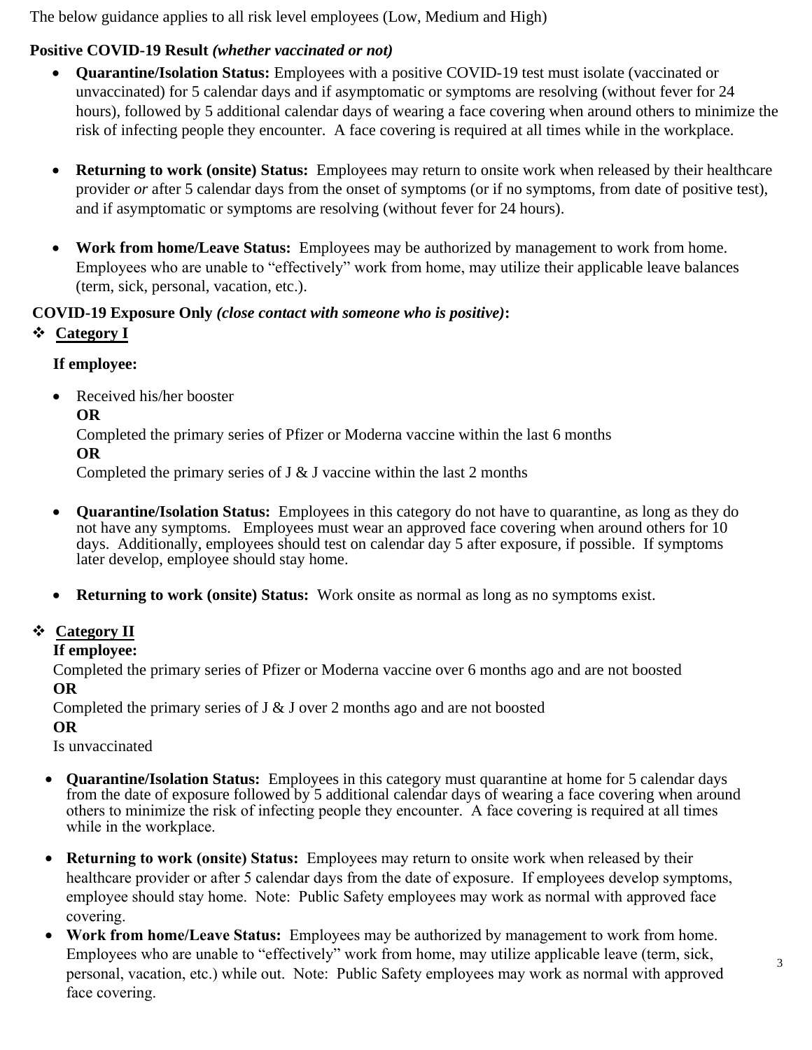The below guidance applies to all risk level employees (Low, Medium and High)

**Positive COVID-19 Result** ***(whether vaccinated or not)***

- **Quarantine/Isolation Status:** Employees with a positive COVID-19 test must isolate (vaccinated or unvaccinated) for 5 calendar days and if asymptomatic or symptoms are resolving (without fever for 24 hours), followed by 5 additional calendar days of wearing a face covering when around others to minimize the risk of infecting people they encounter. A face covering is required at all times while in the workplace.

- **Returning to work (onsite) Status:** Employees may return to onsite work when released by their healthcare provider *or* after 5 calendar days from the onset of symptoms (or if no symptoms, from date of positive test), and if asymptomatic or symptoms are resolving (without fever for 24 hours).

- **Work from home/Leave Status:** Employees may be authorized by management to work from home. Employees who are unable to "effectively" work from home, may utilize their applicable leave balances (term, sick, personal, vacation, etc.).

**COVID-19 Exposure Only** ***(close contact with someone who is positive)*****:**

❖ **Category I**

**If employee:**

- Received his/her booster
  **OR**
  Completed the primary series of Pfizer or Moderna vaccine within the last 6 months
  **OR**
  Completed the primary series of J & J vaccine within the last 2 months

- **Quarantine/Isolation Status:** Employees in this category do not have to quarantine, as long as they do not have any symptoms. Employees must wear an approved face covering when around others for 10 days. Additionally, employees should test on calendar day 5 after exposure, if possible. If symptoms later develop, employee should stay home.

- **Returning to work (onsite) Status:** Work onsite as normal as long as no symptoms exist.

❖ **Category II**

**If employee:**

Completed the primary series of Pfizer or Moderna vaccine over 6 months ago and are not boosted
**OR**
Completed the primary series of J & J over 2 months ago and are not boosted
**OR**
Is unvaccinated

- **Quarantine/Isolation Status:** Employees in this category must quarantine at home for 5 calendar days from the date of exposure followed by 5 additional calendar days of wearing a face covering when around others to minimize the risk of infecting people they encounter. A face covering is required at all times while in the workplace.

- **Returning to work (onsite) Status:** Employees may return to onsite work when released by their healthcare provider or after 5 calendar days from the date of exposure. If employees develop symptoms, employee should stay home. Note: Public Safety employees may work as normal with approved face covering.
- **Work from home/Leave Status:** Employees may be authorized by management to work from home. Employees who are unable to "effectively" work from home, may utilize applicable leave (term, sick, personal, vacation, etc.) while out. Note: Public Safety employees may work as normal with approved face covering.